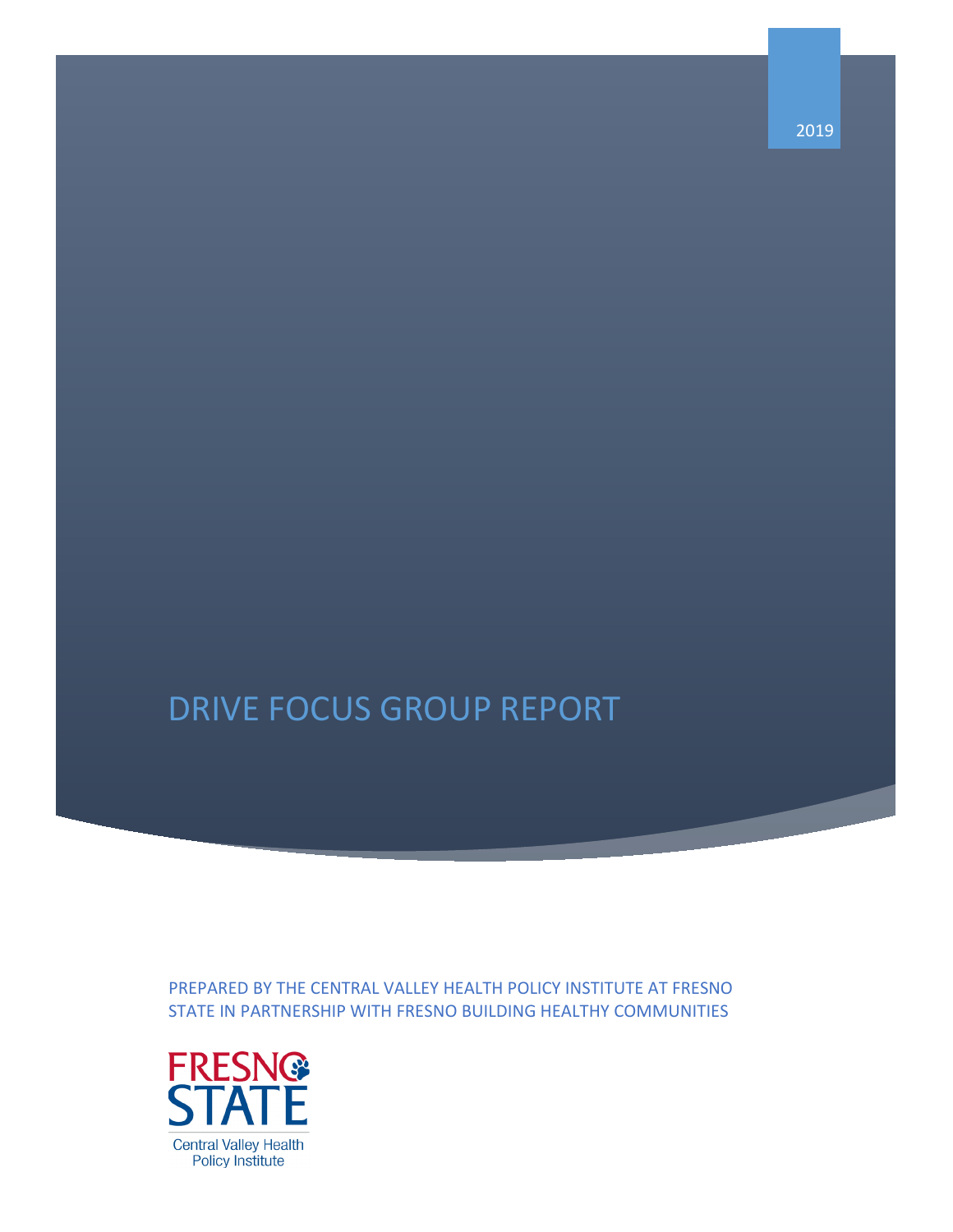2019

# DRIVE FOCUS GROUP REPORT

PREPARED BY THE CENTRAL VALLEY HEALTH POLICY INSTITUTE AT FRESNO STATE IN PARTNERSHIP WITH FRESNO BUILDING HEALTHY COMMUNITIES

FRESNO STATE

Central Valley Health Policy Institute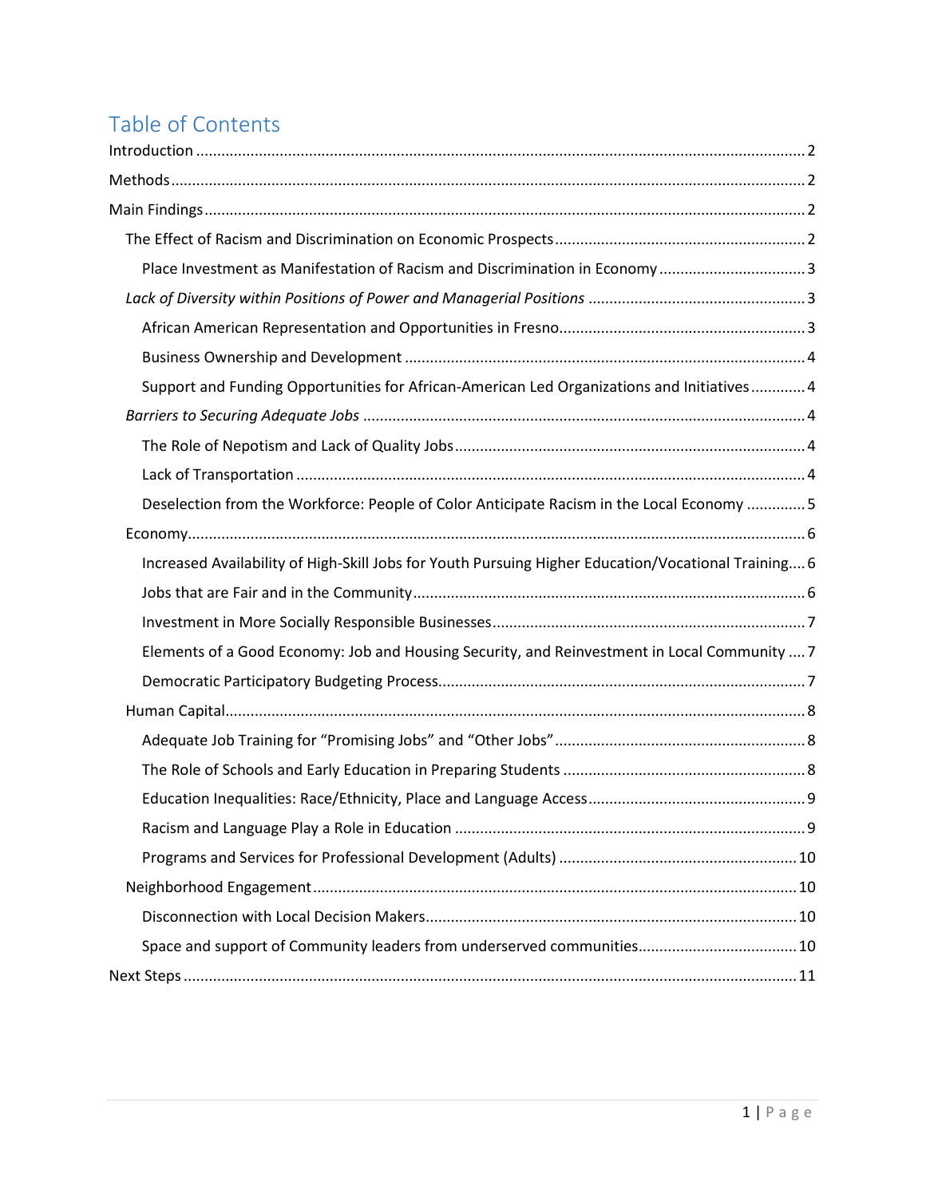# Table of Contents

Introduction ........ 2

Methods ........ 2

Main Findings ........ 2

- The Effect of Racism and Discrimination on Economic Prospects ........ 2
  - Place Investment as Manifestation of Racism and Discrimination in Economy ........ 3
- *Lack of Diversity within Positions of Power and Managerial Positions* ........ 3
  - African American Representation and Opportunities in Fresno ........ 3
  - Business Ownership and Development ........ 4
  - Support and Funding Opportunities for African-American Led Organizations and Initiatives ........ 4
- *Barriers to Securing Adequate Jobs* ........ 4
  - The Role of Nepotism and Lack of Quality Jobs ........ 4
  - Lack of Transportation ........ 4
  - Deselection from the Workforce: People of Color Anticipate Racism in the Local Economy ........ 5
- Economy ........ 6
  - Increased Availability of High-Skill Jobs for Youth Pursuing Higher Education/Vocational Training ........ 6
  - Jobs that are Fair and in the Community ........ 6
  - Investment in More Socially Responsible Businesses ........ 7
  - Elements of a Good Economy: Job and Housing Security, and Reinvestment in Local Community ........ 7
  - Democratic Participatory Budgeting Process ........ 7
- Human Capital ........ 8
  - Adequate Job Training for "Promising Jobs" and "Other Jobs" ........ 8
  - The Role of Schools and Early Education in Preparing Students ........ 8
  - Education Inequalities: Race/Ethnicity, Place and Language Access ........ 9
  - Racism and Language Play a Role in Education ........ 9
  - Programs and Services for Professional Development (Adults) ........ 10
- Neighborhood Engagement ........ 10
  - Disconnection with Local Decision Makers ........ 10
  - Space and support of Community leaders from underserved communities ........ 10

Next Steps ........ 11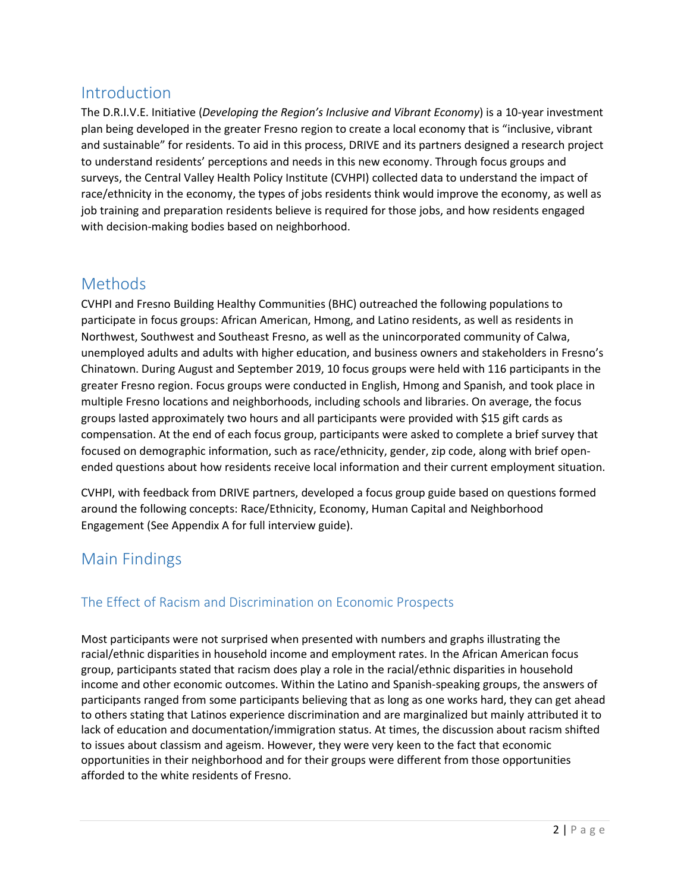## Introduction

The D.R.I.V.E. Initiative (*Developing the Region's Inclusive and Vibrant Economy*) is a 10-year investment plan being developed in the greater Fresno region to create a local economy that is "inclusive, vibrant and sustainable" for residents. To aid in this process, DRIVE and its partners designed a research project to understand residents' perceptions and needs in this new economy. Through focus groups and surveys, the Central Valley Health Policy Institute (CVHPI) collected data to understand the impact of race/ethnicity in the economy, the types of jobs residents think would improve the economy, as well as job training and preparation residents believe is required for those jobs, and how residents engaged with decision-making bodies based on neighborhood.

## Methods

CVHPI and Fresno Building Healthy Communities (BHC) outreached the following populations to participate in focus groups: African American, Hmong, and Latino residents, as well as residents in Northwest, Southwest and Southeast Fresno, as well as the unincorporated community of Calwa, unemployed adults and adults with higher education, and business owners and stakeholders in Fresno's Chinatown. During August and September 2019, 10 focus groups were held with 116 participants in the greater Fresno region. Focus groups were conducted in English, Hmong and Spanish, and took place in multiple Fresno locations and neighborhoods, including schools and libraries. On average, the focus groups lasted approximately two hours and all participants were provided with $15 gift cards as compensation. At the end of each focus group, participants were asked to complete a brief survey that focused on demographic information, such as race/ethnicity, gender, zip code, along with brief open-ended questions about how residents receive local information and their current employment situation.

CVHPI, with feedback from DRIVE partners, developed a focus group guide based on questions formed around the following concepts: Race/Ethnicity, Economy, Human Capital and Neighborhood Engagement (See Appendix A for full interview guide).

## Main Findings

### The Effect of Racism and Discrimination on Economic Prospects

Most participants were not surprised when presented with numbers and graphs illustrating the racial/ethnic disparities in household income and employment rates. In the African American focus group, participants stated that racism does play a role in the racial/ethnic disparities in household income and other economic outcomes. Within the Latino and Spanish-speaking groups, the answers of participants ranged from some participants believing that as long as one works hard, they can get ahead to others stating that Latinos experience discrimination and are marginalized but mainly attributed it to lack of education and documentation/immigration status. At times, the discussion about racism shifted to issues about classism and ageism. However, they were very keen to the fact that economic opportunities in their neighborhood and for their groups were different from those opportunities afforded to the white residents of Fresno.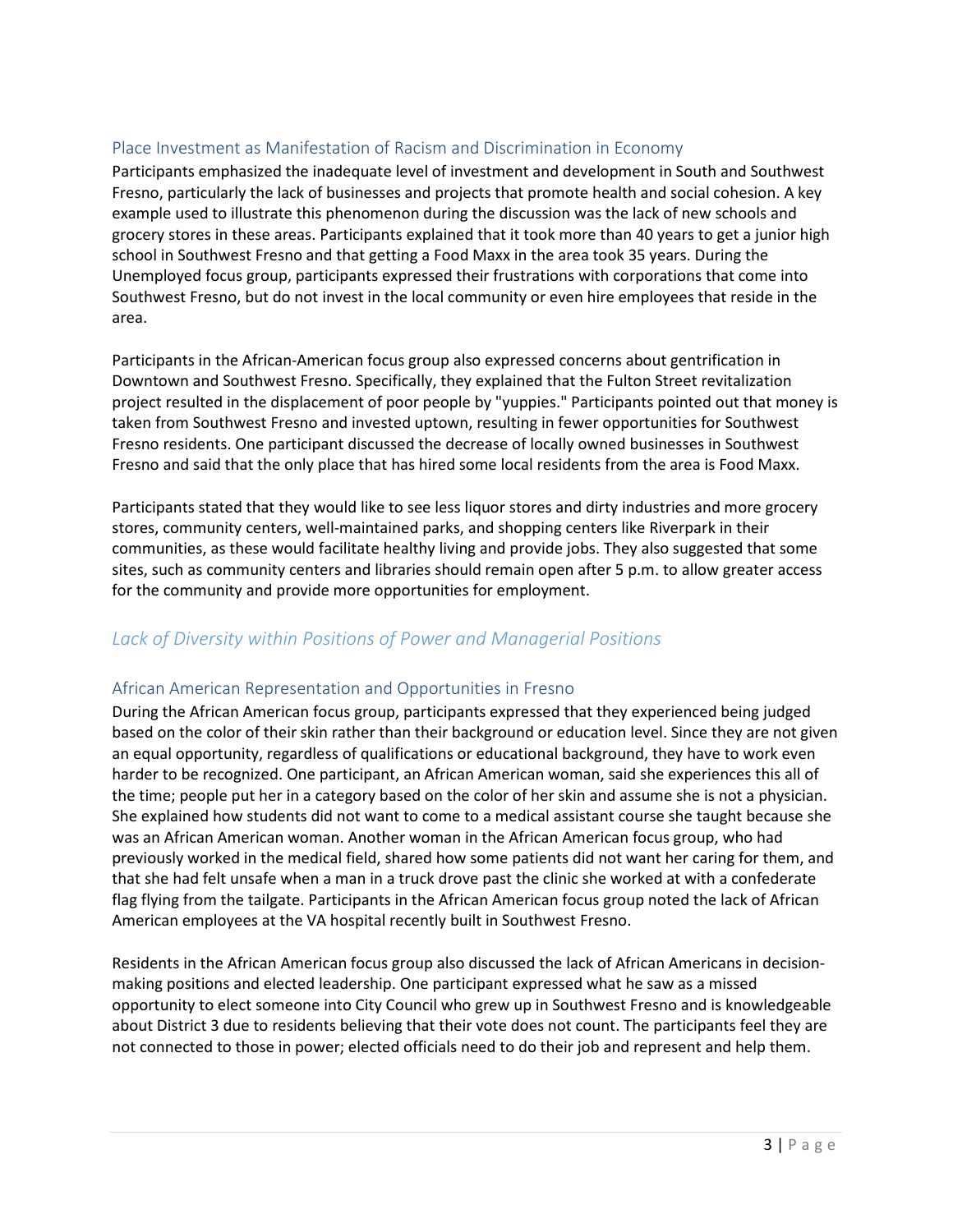### Place Investment as Manifestation of Racism and Discrimination in Economy

Participants emphasized the inadequate level of investment and development in South and Southwest Fresno, particularly the lack of businesses and projects that promote health and social cohesion. A key example used to illustrate this phenomenon during the discussion was the lack of new schools and grocery stores in these areas. Participants explained that it took more than 40 years to get a junior high school in Southwest Fresno and that getting a Food Maxx in the area took 35 years. During the Unemployed focus group, participants expressed their frustrations with corporations that come into Southwest Fresno, but do not invest in the local community or even hire employees that reside in the area.

Participants in the African-American focus group also expressed concerns about gentrification in Downtown and Southwest Fresno. Specifically, they explained that the Fulton Street revitalization project resulted in the displacement of poor people by "yuppies." Participants pointed out that money is taken from Southwest Fresno and invested uptown, resulting in fewer opportunities for Southwest Fresno residents. One participant discussed the decrease of locally owned businesses in Southwest Fresno and said that the only place that has hired some local residents from the area is Food Maxx.

Participants stated that they would like to see less liquor stores and dirty industries and more grocery stores, community centers, well-maintained parks, and shopping centers like Riverpark in their communities, as these would facilitate healthy living and provide jobs. They also suggested that some sites, such as community centers and libraries should remain open after 5 p.m. to allow greater access for the community and provide more opportunities for employment.

## *Lack of Diversity within Positions of Power and Managerial Positions*

### African American Representation and Opportunities in Fresno

During the African American focus group, participants expressed that they experienced being judged based on the color of their skin rather than their background or education level. Since they are not given an equal opportunity, regardless of qualifications or educational background, they have to work even harder to be recognized. One participant, an African American woman, said she experiences this all of the time; people put her in a category based on the color of her skin and assume she is not a physician. She explained how students did not want to come to a medical assistant course she taught because she was an African American woman. Another woman in the African American focus group, who had previously worked in the medical field, shared how some patients did not want her caring for them, and that she had felt unsafe when a man in a truck drove past the clinic she worked at with a confederate flag flying from the tailgate. Participants in the African American focus group noted the lack of African American employees at the VA hospital recently built in Southwest Fresno.

Residents in the African American focus group also discussed the lack of African Americans in decision-making positions and elected leadership. One participant expressed what he saw as a missed opportunity to elect someone into City Council who grew up in Southwest Fresno and is knowledgeable about District 3 due to residents believing that their vote does not count. The participants feel they are not connected to those in power; elected officials need to do their job and represent and help them.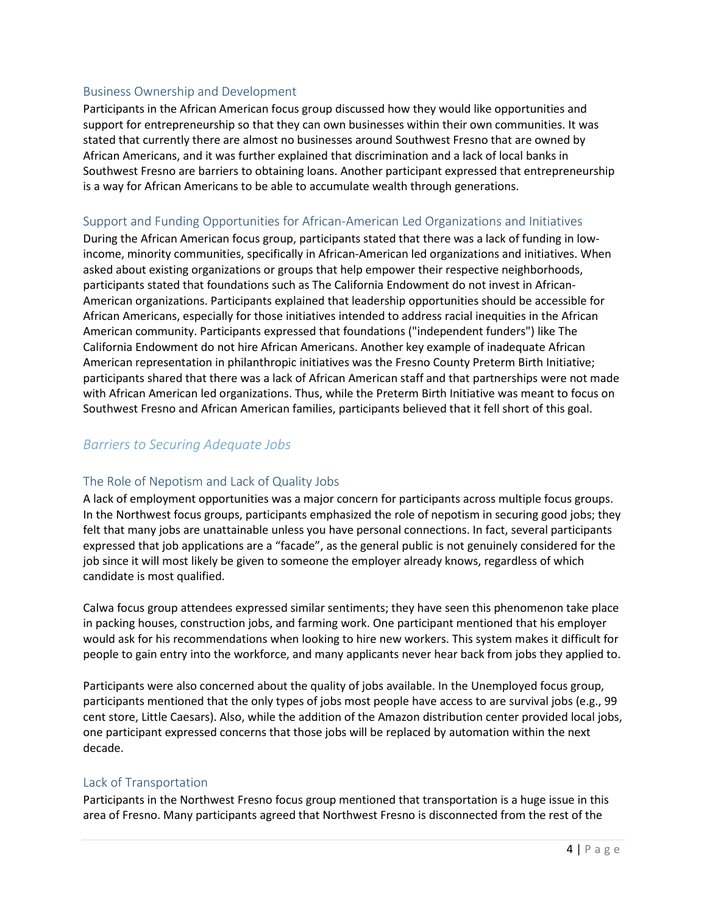### Business Ownership and Development

Participants in the African American focus group discussed how they would like opportunities and support for entrepreneurship so that they can own businesses within their own communities. It was stated that currently there are almost no businesses around Southwest Fresno that are owned by African Americans, and it was further explained that discrimination and a lack of local banks in Southwest Fresno are barriers to obtaining loans. Another participant expressed that entrepreneurship is a way for African Americans to be able to accumulate wealth through generations.

### Support and Funding Opportunities for African-American Led Organizations and Initiatives

During the African American focus group, participants stated that there was a lack of funding in low-income, minority communities, specifically in African-American led organizations and initiatives. When asked about existing organizations or groups that help empower their respective neighborhoods, participants stated that foundations such as The California Endowment do not invest in African-American organizations. Participants explained that leadership opportunities should be accessible for African Americans, especially for those initiatives intended to address racial inequities in the African American community. Participants expressed that foundations ("independent funders") like The California Endowment do not hire African Americans. Another key example of inadequate African American representation in philanthropic initiatives was the Fresno County Preterm Birth Initiative; participants shared that there was a lack of African American staff and that partnerships were not made with African American led organizations. Thus, while the Preterm Birth Initiative was meant to focus on Southwest Fresno and African American families, participants believed that it fell short of this goal.

## *Barriers to Securing Adequate Jobs*

### The Role of Nepotism and Lack of Quality Jobs

A lack of employment opportunities was a major concern for participants across multiple focus groups. In the Northwest focus groups, participants emphasized the role of nepotism in securing good jobs; they felt that many jobs are unattainable unless you have personal connections. In fact, several participants expressed that job applications are a "facade", as the general public is not genuinely considered for the job since it will most likely be given to someone the employer already knows, regardless of which candidate is most qualified.

Calwa focus group attendees expressed similar sentiments; they have seen this phenomenon take place in packing houses, construction jobs, and farming work. One participant mentioned that his employer would ask for his recommendations when looking to hire new workers. This system makes it difficult for people to gain entry into the workforce, and many applicants never hear back from jobs they applied to.

Participants were also concerned about the quality of jobs available. In the Unemployed focus group, participants mentioned that the only types of jobs most people have access to are survival jobs (e.g., 99 cent store, Little Caesars). Also, while the addition of the Amazon distribution center provided local jobs, one participant expressed concerns that those jobs will be replaced by automation within the next decade.

### Lack of Transportation

Participants in the Northwest Fresno focus group mentioned that transportation is a huge issue in this area of Fresno. Many participants agreed that Northwest Fresno is disconnected from the rest of the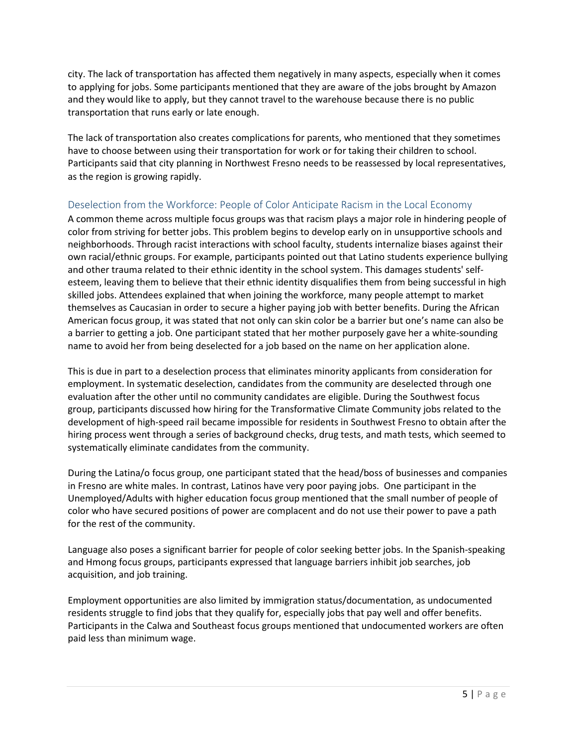city. The lack of transportation has affected them negatively in many aspects, especially when it comes to applying for jobs. Some participants mentioned that they are aware of the jobs brought by Amazon and they would like to apply, but they cannot travel to the warehouse because there is no public transportation that runs early or late enough.

The lack of transportation also creates complications for parents, who mentioned that they sometimes have to choose between using their transportation for work or for taking their children to school. Participants said that city planning in Northwest Fresno needs to be reassessed by local representatives, as the region is growing rapidly.

## Deselection from the Workforce: People of Color Anticipate Racism in the Local Economy

A common theme across multiple focus groups was that racism plays a major role in hindering people of color from striving for better jobs. This problem begins to develop early on in unsupportive schools and neighborhoods. Through racist interactions with school faculty, students internalize biases against their own racial/ethnic groups. For example, participants pointed out that Latino students experience bullying and other trauma related to their ethnic identity in the school system. This damages students' self-esteem, leaving them to believe that their ethnic identity disqualifies them from being successful in high skilled jobs. Attendees explained that when joining the workforce, many people attempt to market themselves as Caucasian in order to secure a higher paying job with better benefits. During the African American focus group, it was stated that not only can skin color be a barrier but one's name can also be a barrier to getting a job. One participant stated that her mother purposely gave her a white-sounding name to avoid her from being deselected for a job based on the name on her application alone.

This is due in part to a deselection process that eliminates minority applicants from consideration for employment. In systematic deselection, candidates from the community are deselected through one evaluation after the other until no community candidates are eligible. During the Southwest focus group, participants discussed how hiring for the Transformative Climate Community jobs related to the development of high-speed rail became impossible for residents in Southwest Fresno to obtain after the hiring process went through a series of background checks, drug tests, and math tests, which seemed to systematically eliminate candidates from the community.

During the Latina/o focus group, one participant stated that the head/boss of businesses and companies in Fresno are white males. In contrast, Latinos have very poor paying jobs. One participant in the Unemployed/Adults with higher education focus group mentioned that the small number of people of color who have secured positions of power are complacent and do not use their power to pave a path for the rest of the community.

Language also poses a significant barrier for people of color seeking better jobs. In the Spanish-speaking and Hmong focus groups, participants expressed that language barriers inhibit job searches, job acquisition, and job training.

Employment opportunities are also limited by immigration status/documentation, as undocumented residents struggle to find jobs that they qualify for, especially jobs that pay well and offer benefits. Participants in the Calwa and Southeast focus groups mentioned that undocumented workers are often paid less than minimum wage.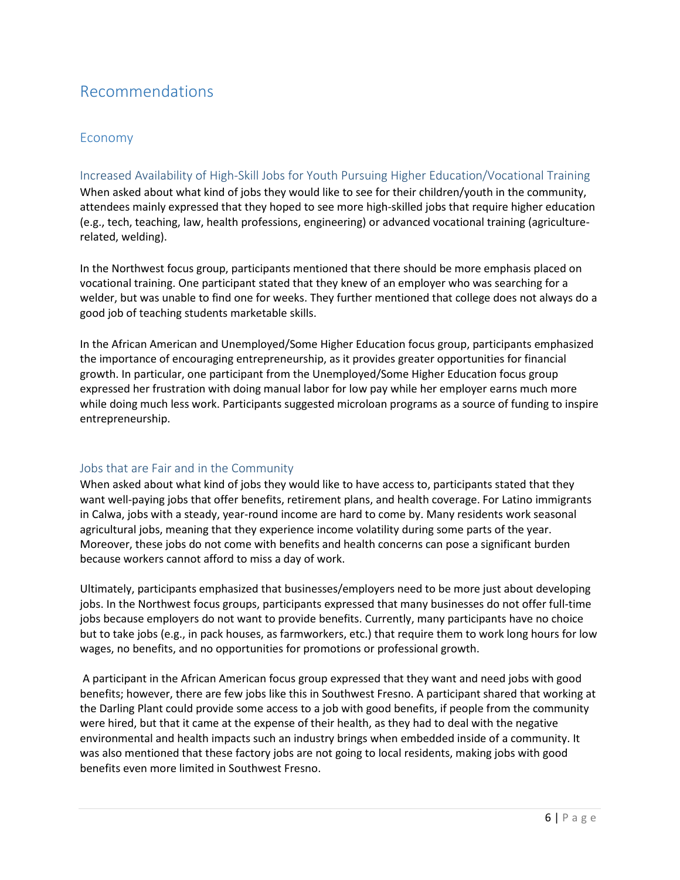# Recommendations

## Economy

### Increased Availability of High-Skill Jobs for Youth Pursuing Higher Education/Vocational Training

When asked about what kind of jobs they would like to see for their children/youth in the community, attendees mainly expressed that they hoped to see more high-skilled jobs that require higher education (e.g., tech, teaching, law, health professions, engineering) or advanced vocational training (agriculture-related, welding).

In the Northwest focus group, participants mentioned that there should be more emphasis placed on vocational training. One participant stated that they knew of an employer who was searching for a welder, but was unable to find one for weeks. They further mentioned that college does not always do a good job of teaching students marketable skills.

In the African American and Unemployed/Some Higher Education focus group, participants emphasized the importance of encouraging entrepreneurship, as it provides greater opportunities for financial growth. In particular, one participant from the Unemployed/Some Higher Education focus group expressed her frustration with doing manual labor for low pay while her employer earns much more while doing much less work. Participants suggested microloan programs as a source of funding to inspire entrepreneurship.

### Jobs that are Fair and in the Community

When asked about what kind of jobs they would like to have access to, participants stated that they want well-paying jobs that offer benefits, retirement plans, and health coverage. For Latino immigrants in Calwa, jobs with a steady, year-round income are hard to come by. Many residents work seasonal agricultural jobs, meaning that they experience income volatility during some parts of the year. Moreover, these jobs do not come with benefits and health concerns can pose a significant burden because workers cannot afford to miss a day of work.

Ultimately, participants emphasized that businesses/employers need to be more just about developing jobs. In the Northwest focus groups, participants expressed that many businesses do not offer full-time jobs because employers do not want to provide benefits. Currently, many participants have no choice but to take jobs (e.g., in pack houses, as farmworkers, etc.) that require them to work long hours for low wages, no benefits, and no opportunities for promotions or professional growth.

A participant in the African American focus group expressed that they want and need jobs with good benefits; however, there are few jobs like this in Southwest Fresno. A participant shared that working at the Darling Plant could provide some access to a job with good benefits, if people from the community were hired, but that it came at the expense of their health, as they had to deal with the negative environmental and health impacts such an industry brings when embedded inside of a community. It was also mentioned that these factory jobs are not going to local residents, making jobs with good benefits even more limited in Southwest Fresno.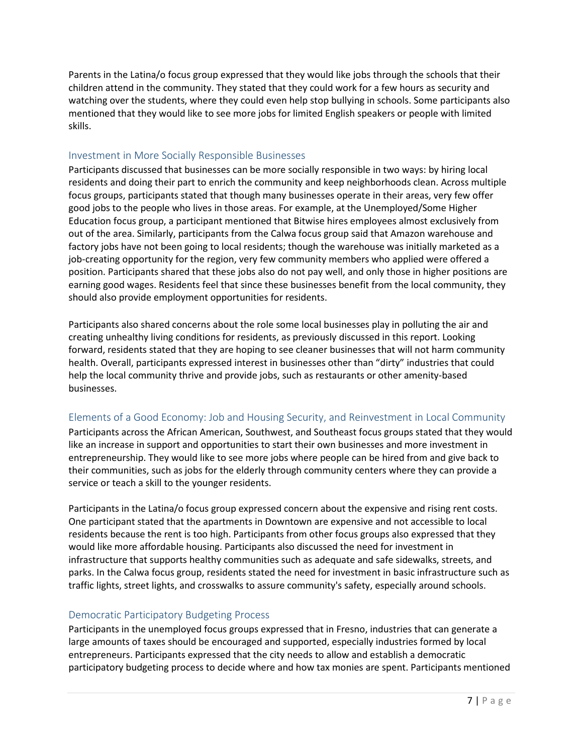Parents in the Latina/o focus group expressed that they would like jobs through the schools that their children attend in the community. They stated that they could work for a few hours as security and watching over the students, where they could even help stop bullying in schools. Some participants also mentioned that they would like to see more jobs for limited English speakers or people with limited skills.

### Investment in More Socially Responsible Businesses

Participants discussed that businesses can be more socially responsible in two ways: by hiring local residents and doing their part to enrich the community and keep neighborhoods clean. Across multiple focus groups, participants stated that though many businesses operate in their areas, very few offer good jobs to the people who lives in those areas. For example, at the Unemployed/Some Higher Education focus group, a participant mentioned that Bitwise hires employees almost exclusively from out of the area. Similarly, participants from the Calwa focus group said that Amazon warehouse and factory jobs have not been going to local residents; though the warehouse was initially marketed as a job-creating opportunity for the region, very few community members who applied were offered a position. Participants shared that these jobs also do not pay well, and only those in higher positions are earning good wages. Residents feel that since these businesses benefit from the local community, they should also provide employment opportunities for residents.

Participants also shared concerns about the role some local businesses play in polluting the air and creating unhealthy living conditions for residents, as previously discussed in this report. Looking forward, residents stated that they are hoping to see cleaner businesses that will not harm community health. Overall, participants expressed interest in businesses other than "dirty" industries that could help the local community thrive and provide jobs, such as restaurants or other amenity-based businesses.

### Elements of a Good Economy: Job and Housing Security, and Reinvestment in Local Community

Participants across the African American, Southwest, and Southeast focus groups stated that they would like an increase in support and opportunities to start their own businesses and more investment in entrepreneurship. They would like to see more jobs where people can be hired from and give back to their communities, such as jobs for the elderly through community centers where they can provide a service or teach a skill to the younger residents.

Participants in the Latina/o focus group expressed concern about the expensive and rising rent costs. One participant stated that the apartments in Downtown are expensive and not accessible to local residents because the rent is too high. Participants from other focus groups also expressed that they would like more affordable housing. Participants also discussed the need for investment in infrastructure that supports healthy communities such as adequate and safe sidewalks, streets, and parks. In the Calwa focus group, residents stated the need for investment in basic infrastructure such as traffic lights, street lights, and crosswalks to assure community's safety, especially around schools.

### Democratic Participatory Budgeting Process

Participants in the unemployed focus groups expressed that in Fresno, industries that can generate a large amounts of taxes should be encouraged and supported, especially industries formed by local entrepreneurs. Participants expressed that the city needs to allow and establish a democratic participatory budgeting process to decide where and how tax monies are spent. Participants mentioned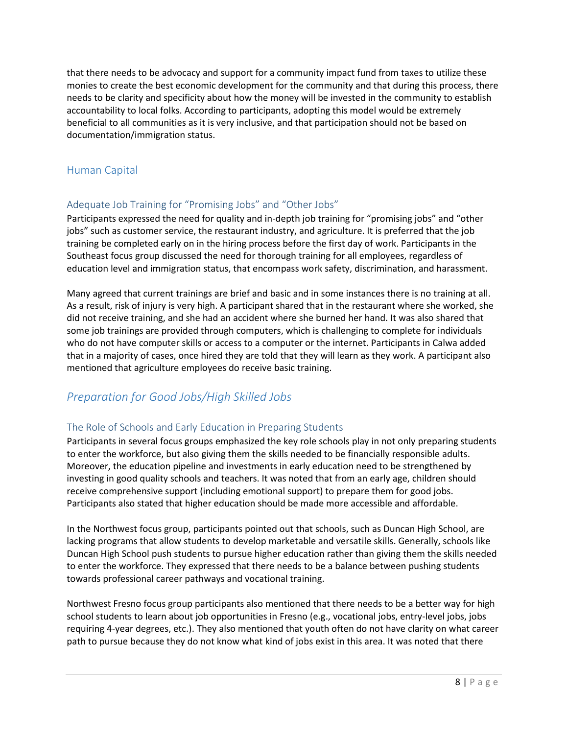that there needs to be advocacy and support for a community impact fund from taxes to utilize these monies to create the best economic development for the community and that during this process, there needs to be clarity and specificity about how the money will be invested in the community to establish accountability to local folks. According to participants, adopting this model would be extremely beneficial to all communities as it is very inclusive, and that participation should not be based on documentation/immigration status.

## Human Capital

### Adequate Job Training for "Promising Jobs" and "Other Jobs"

Participants expressed the need for quality and in-depth job training for "promising jobs" and "other jobs" such as customer service, the restaurant industry, and agriculture. It is preferred that the job training be completed early on in the hiring process before the first day of work. Participants in the Southeast focus group discussed the need for thorough training for all employees, regardless of education level and immigration status, that encompass work safety, discrimination, and harassment.

Many agreed that current trainings are brief and basic and in some instances there is no training at all. As a result, risk of injury is very high. A participant shared that in the restaurant where she worked, she did not receive training, and she had an accident where she burned her hand. It was also shared that some job trainings are provided through computers, which is challenging to complete for individuals who do not have computer skills or access to a computer or the internet. Participants in Calwa added that in a majority of cases, once hired they are told that they will learn as they work. A participant also mentioned that agriculture employees do receive basic training.

## *Preparation for Good Jobs/High Skilled Jobs*

### The Role of Schools and Early Education in Preparing Students

Participants in several focus groups emphasized the key role schools play in not only preparing students to enter the workforce, but also giving them the skills needed to be financially responsible adults. Moreover, the education pipeline and investments in early education need to be strengthened by investing in good quality schools and teachers. It was noted that from an early age, children should receive comprehensive support (including emotional support) to prepare them for good jobs. Participants also stated that higher education should be made more accessible and affordable.

In the Northwest focus group, participants pointed out that schools, such as Duncan High School, are lacking programs that allow students to develop marketable and versatile skills. Generally, schools like Duncan High School push students to pursue higher education rather than giving them the skills needed to enter the workforce. They expressed that there needs to be a balance between pushing students towards professional career pathways and vocational training.

Northwest Fresno focus group participants also mentioned that there needs to be a better way for high school students to learn about job opportunities in Fresno (e.g., vocational jobs, entry-level jobs, jobs requiring 4-year degrees, etc.). They also mentioned that youth often do not have clarity on what career path to pursue because they do not know what kind of jobs exist in this area. It was noted that there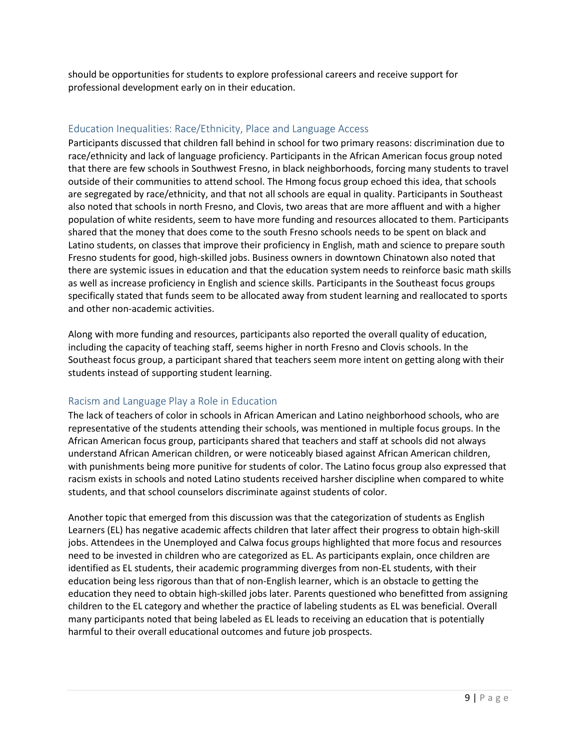should be opportunities for students to explore professional careers and receive support for professional development early on in their education.

## Education Inequalities: Race/Ethnicity, Place and Language Access

Participants discussed that children fall behind in school for two primary reasons: discrimination due to race/ethnicity and lack of language proficiency. Participants in the African American focus group noted that there are few schools in Southwest Fresno, in black neighborhoods, forcing many students to travel outside of their communities to attend school. The Hmong focus group echoed this idea, that schools are segregated by race/ethnicity, and that not all schools are equal in quality. Participants in Southeast also noted that schools in north Fresno, and Clovis, two areas that are more affluent and with a higher population of white residents, seem to have more funding and resources allocated to them. Participants shared that the money that does come to the south Fresno schools needs to be spent on black and Latino students, on classes that improve their proficiency in English, math and science to prepare south Fresno students for good, high-skilled jobs. Business owners in downtown Chinatown also noted that there are systemic issues in education and that the education system needs to reinforce basic math skills as well as increase proficiency in English and science skills. Participants in the Southeast focus groups specifically stated that funds seem to be allocated away from student learning and reallocated to sports and other non-academic activities.

Along with more funding and resources, participants also reported the overall quality of education, including the capacity of teaching staff, seems higher in north Fresno and Clovis schools. In the Southeast focus group, a participant shared that teachers seem more intent on getting along with their students instead of supporting student learning.

## Racism and Language Play a Role in Education

The lack of teachers of color in schools in African American and Latino neighborhood schools, who are representative of the students attending their schools, was mentioned in multiple focus groups. In the African American focus group, participants shared that teachers and staff at schools did not always understand African American children, or were noticeably biased against African American children, with punishments being more punitive for students of color. The Latino focus group also expressed that racism exists in schools and noted Latino students received harsher discipline when compared to white students, and that school counselors discriminate against students of color.

Another topic that emerged from this discussion was that the categorization of students as English Learners (EL) has negative academic affects children that later affect their progress to obtain high-skill jobs. Attendees in the Unemployed and Calwa focus groups highlighted that more focus and resources need to be invested in children who are categorized as EL. As participants explain, once children are identified as EL students, their academic programming diverges from non-EL students, with their education being less rigorous than that of non-English learner, which is an obstacle to getting the education they need to obtain high-skilled jobs later. Parents questioned who benefitted from assigning children to the EL category and whether the practice of labeling students as EL was beneficial. Overall many participants noted that being labeled as EL leads to receiving an education that is potentially harmful to their overall educational outcomes and future job prospects.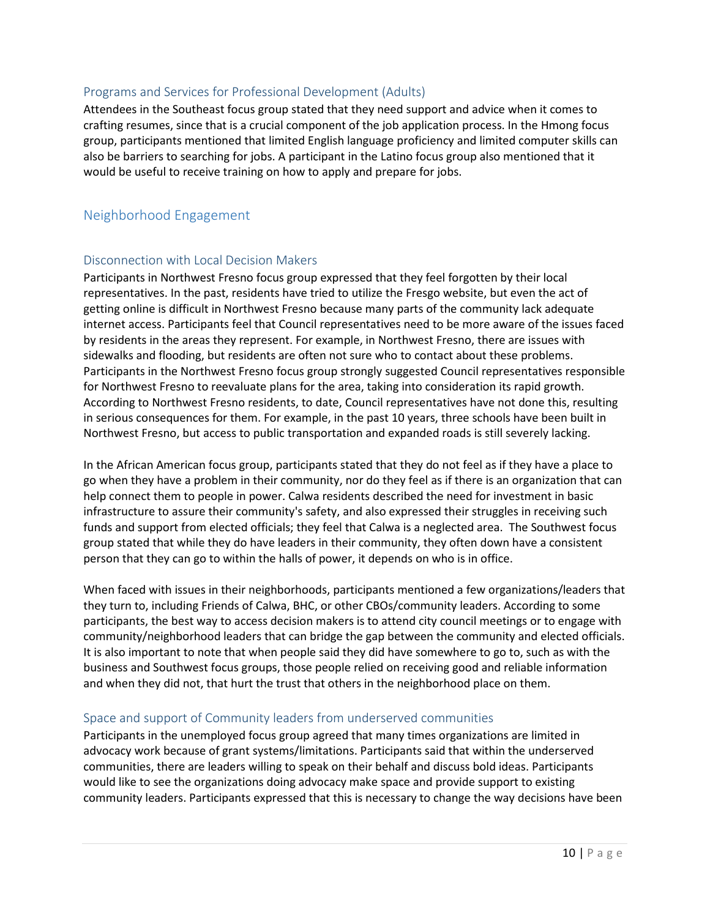### Programs and Services for Professional Development (Adults)

Attendees in the Southeast focus group stated that they need support and advice when it comes to crafting resumes, since that is a crucial component of the job application process. In the Hmong focus group, participants mentioned that limited English language proficiency and limited computer skills can also be barriers to searching for jobs. A participant in the Latino focus group also mentioned that it would be useful to receive training on how to apply and prepare for jobs.

## Neighborhood Engagement

### Disconnection with Local Decision Makers

Participants in Northwest Fresno focus group expressed that they feel forgotten by their local representatives. In the past, residents have tried to utilize the Fresgo website, but even the act of getting online is difficult in Northwest Fresno because many parts of the community lack adequate internet access. Participants feel that Council representatives need to be more aware of the issues faced by residents in the areas they represent. For example, in Northwest Fresno, there are issues with sidewalks and flooding, but residents are often not sure who to contact about these problems. Participants in the Northwest Fresno focus group strongly suggested Council representatives responsible for Northwest Fresno to reevaluate plans for the area, taking into consideration its rapid growth. According to Northwest Fresno residents, to date, Council representatives have not done this, resulting in serious consequences for them. For example, in the past 10 years, three schools have been built in Northwest Fresno, but access to public transportation and expanded roads is still severely lacking.

In the African American focus group, participants stated that they do not feel as if they have a place to go when they have a problem in their community, nor do they feel as if there is an organization that can help connect them to people in power. Calwa residents described the need for investment in basic infrastructure to assure their community's safety, and also expressed their struggles in receiving such funds and support from elected officials; they feel that Calwa is a neglected area. The Southwest focus group stated that while they do have leaders in their community, they often down have a consistent person that they can go to within the halls of power, it depends on who is in office.

When faced with issues in their neighborhoods, participants mentioned a few organizations/leaders that they turn to, including Friends of Calwa, BHC, or other CBOs/community leaders. According to some participants, the best way to access decision makers is to attend city council meetings or to engage with community/neighborhood leaders that can bridge the gap between the community and elected officials. It is also important to note that when people said they did have somewhere to go to, such as with the business and Southwest focus groups, those people relied on receiving good and reliable information and when they did not, that hurt the trust that others in the neighborhood place on them.

### Space and support of Community leaders from underserved communities

Participants in the unemployed focus group agreed that many times organizations are limited in advocacy work because of grant systems/limitations. Participants said that within the underserved communities, there are leaders willing to speak on their behalf and discuss bold ideas. Participants would like to see the organizations doing advocacy make space and provide support to existing community leaders. Participants expressed that this is necessary to change the way decisions have been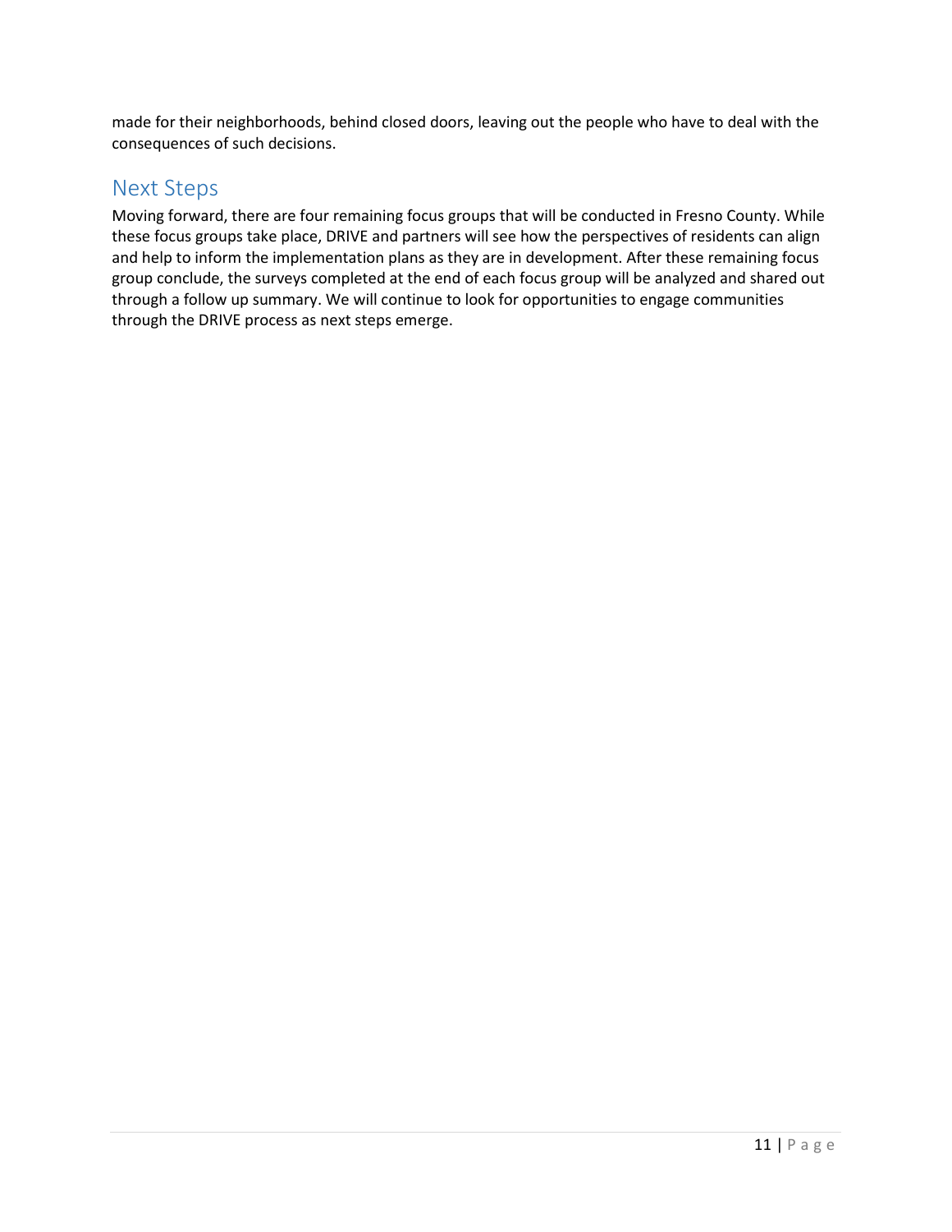made for their neighborhoods, behind closed doors, leaving out the people who have to deal with the consequences of such decisions.

## Next Steps

Moving forward, there are four remaining focus groups that will be conducted in Fresno County. While these focus groups take place, DRIVE and partners will see how the perspectives of residents can align and help to inform the implementation plans as they are in development. After these remaining focus group conclude, the surveys completed at the end of each focus group will be analyzed and shared out through a follow up summary. We will continue to look for opportunities to engage communities through the DRIVE process as next steps emerge.